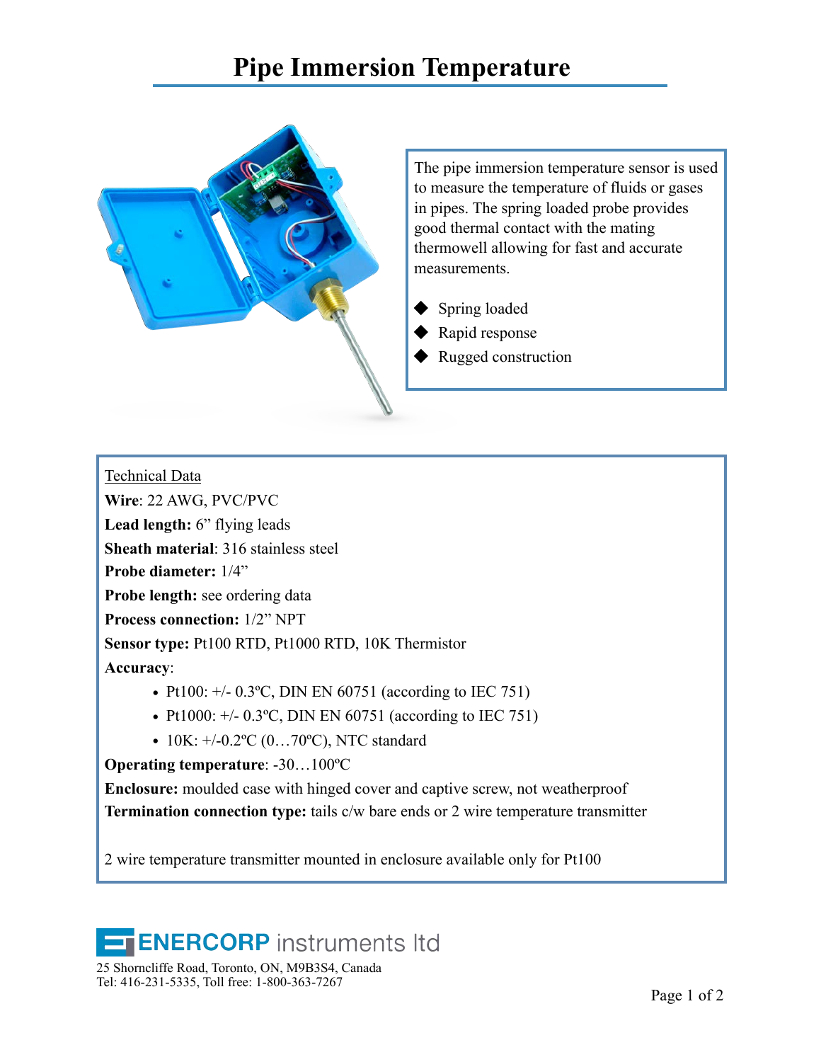# Pipe Immersion Temperature

The pipe immersion temperature sensor is used to measure the temperature of fluids or gases in pipes. The spring loaded probe provides good thermal contact with the mating thermowell allowing for fast and accurate measurements.

- Spring loaded
- Rapid response
- Rugged construction

Technical Data

**Wire**: 22 AWG, PVC/PVC

**Lead length:** 6" flying leads

**Sheath material**: 316 stainless steel

**Probe diameter:** 1/4"

**Probe length:** see ordering data

**Process connection:** 1/2" NPT

**Sensor type:** Pt100 RTD, Pt1000 RTD, 10K Thermistor

**Accuracy**:

- Pt100: +/- 0.3ºC, DIN EN 60751 (according to IEC 751)
- Pt1000: +/- 0.3ºC, DIN EN 60751 (according to IEC 751)
- 10K: +/-0.2ºC (0…70ºC), NTC standard

**Operating temperature**: -30…100ºC

**Enclosure:** moulded case with hinged cover and captive screw, not weatherproof

**Termination connection type:** tails c/w bare ends or 2 wire temperature transmitter

2 wire temperature transmitter mounted in enclosure available only for Pt100

ENERCORP instruments ltd

25 Shorncliffe Road, Toronto, ON, M9B3S4, Canada
Tel: 416-231-5335, Toll free: 1-800-363-7267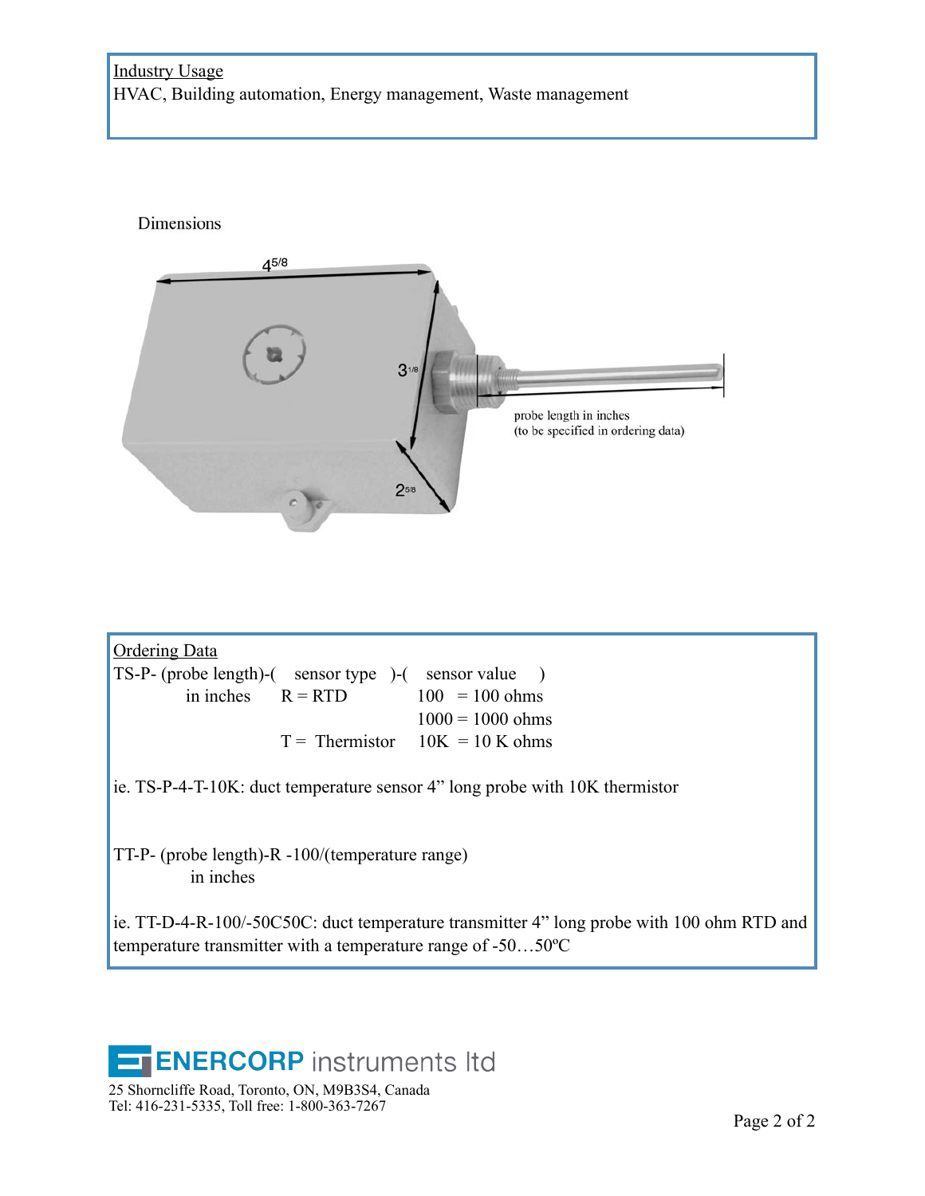Industry Usage

HVAC, Building automation, Energy management, Waste management

Dimensions

4 5/8

3 1/8

2 5/8

probe length in inches
(to be specified in ordering data)

Ordering Data

TS-P- (probe length)-( sensor type )-( sensor value )

| | | |
|---|---|---|
| in inches | R = RTD | 100 = 100 ohms |
| | | 1000 = 1000 ohms |
| | T = Thermistor | 10K = 10 K ohms |

ie. TS-P-4-T-10K: duct temperature sensor 4” long probe with 10K thermistor

TT-P- (probe length)-R -100/(temperature range)
in inches

ie. TT-D-4-R-100/-50C50C: duct temperature transmitter 4” long probe with 100 ohm RTD and temperature transmitter with a temperature range of -50…50ºC

**ENERCORP** instruments ltd

25 Shorncliffe Road, Toronto, ON, M9B3S4, Canada
Tel: 416-231-5335, Toll free: 1-800-363-7267